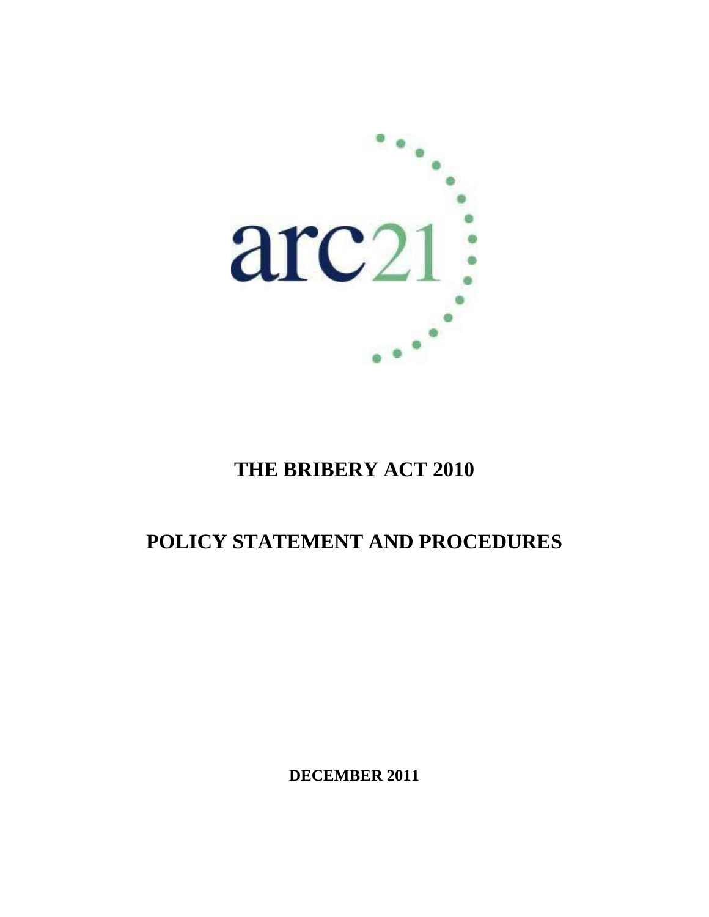arc21

# THE BRIBERY ACT 2010

# POLICY STATEMENT AND PROCEDURES

**DECEMBER 2011**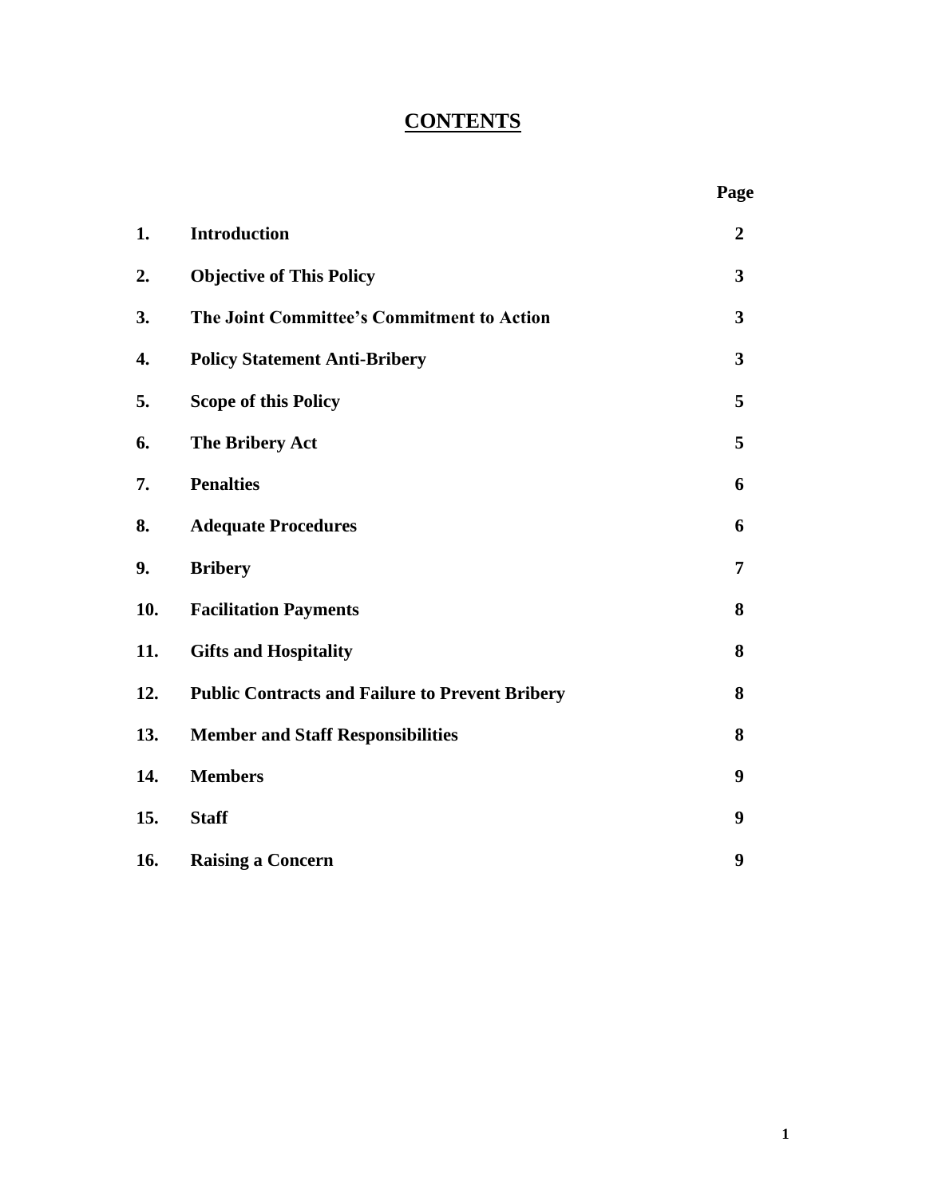# CONTENTS

| | | Page |
|---|---|---|
| 1. | **Introduction** | 2 |
| 2. | **Objective of This Policy** | 3 |
| 3. | **The Joint Committee's Commitment to Action** | 3 |
| 4. | **Policy Statement Anti-Bribery** | 3 |
| 5. | **Scope of this Policy** | 5 |
| 6. | **The Bribery Act** | 5 |
| 7. | **Penalties** | 6 |
| 8. | **Adequate Procedures** | 6 |
| 9. | **Bribery** | 7 |
| 10. | **Facilitation Payments** | 8 |
| 11. | **Gifts and Hospitality** | 8 |
| 12. | **Public Contracts and Failure to Prevent Bribery** | 8 |
| 13. | **Member and Staff Responsibilities** | 8 |
| 14. | **Members** | 9 |
| 15. | **Staff** | 9 |
| 16. | **Raising a Concern** | 9 |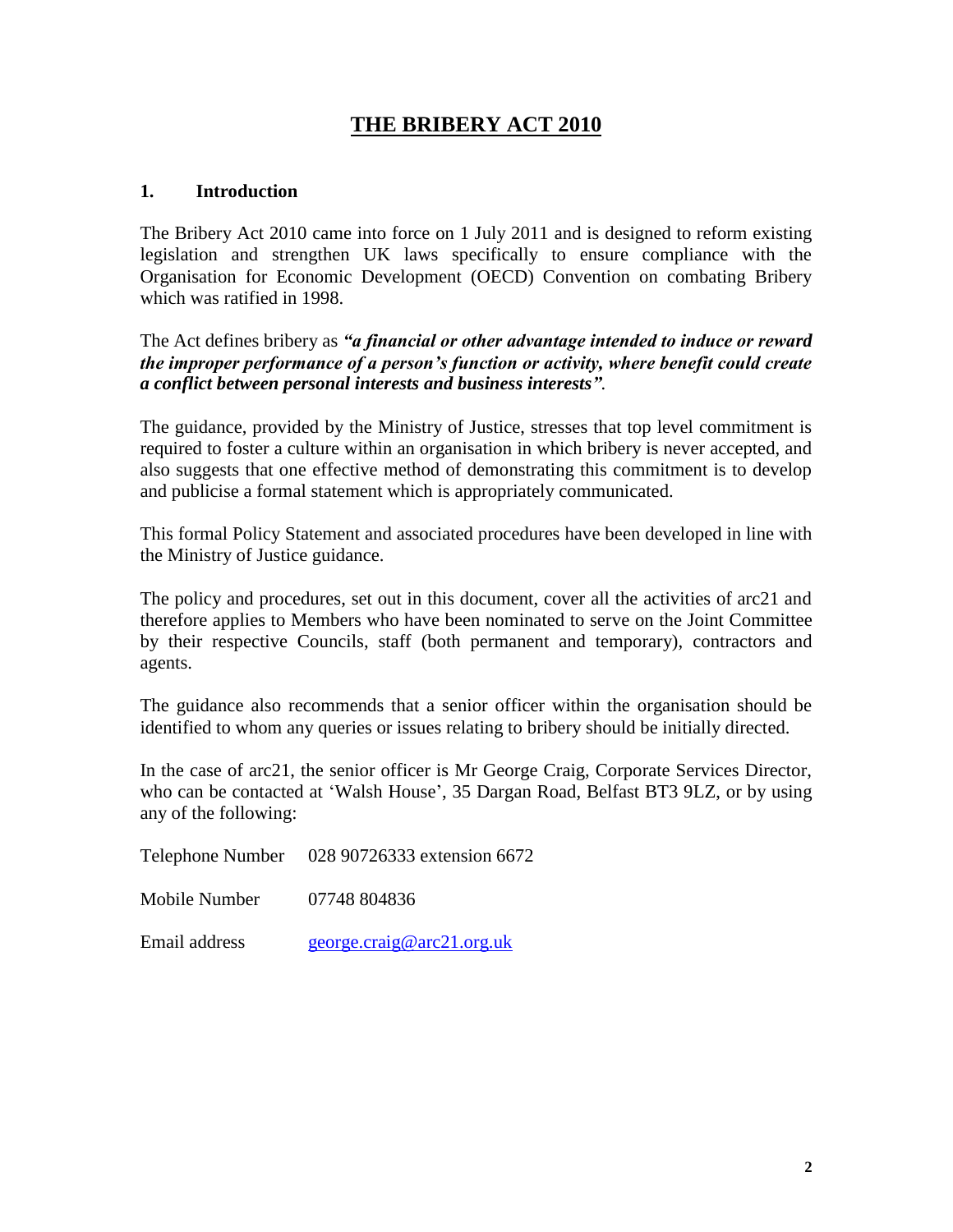# THE BRIBERY ACT 2010

## 1. Introduction

The Bribery Act 2010 came into force on 1 July 2011 and is designed to reform existing legislation and strengthen UK laws specifically to ensure compliance with the Organisation for Economic Development (OECD) Convention on combating Bribery which was ratified in 1998.

The Act defines bribery as ***"a financial or other advantage intended to induce or reward the improper performance of a person's function or activity, where benefit could create a conflict between personal interests and business interests"***.

The guidance, provided by the Ministry of Justice, stresses that top level commitment is required to foster a culture within an organisation in which bribery is never accepted, and also suggests that one effective method of demonstrating this commitment is to develop and publicise a formal statement which is appropriately communicated.

This formal Policy Statement and associated procedures have been developed in line with the Ministry of Justice guidance.

The policy and procedures, set out in this document, cover all the activities of arc21 and therefore applies to Members who have been nominated to serve on the Joint Committee by their respective Councils, staff (both permanent and temporary), contractors and agents.

The guidance also recommends that a senior officer within the organisation should be identified to whom any queries or issues relating to bribery should be initially directed.

In the case of arc21, the senior officer is Mr George Craig, Corporate Services Director, who can be contacted at 'Walsh House', 35 Dargan Road, Belfast BT3 9LZ, or by using any of the following:

| | |
|---|---|
| Telephone Number | 028 90726333 extension 6672 |
| Mobile Number | 07748 804836 |
| Email address | george.craig@arc21.org.uk |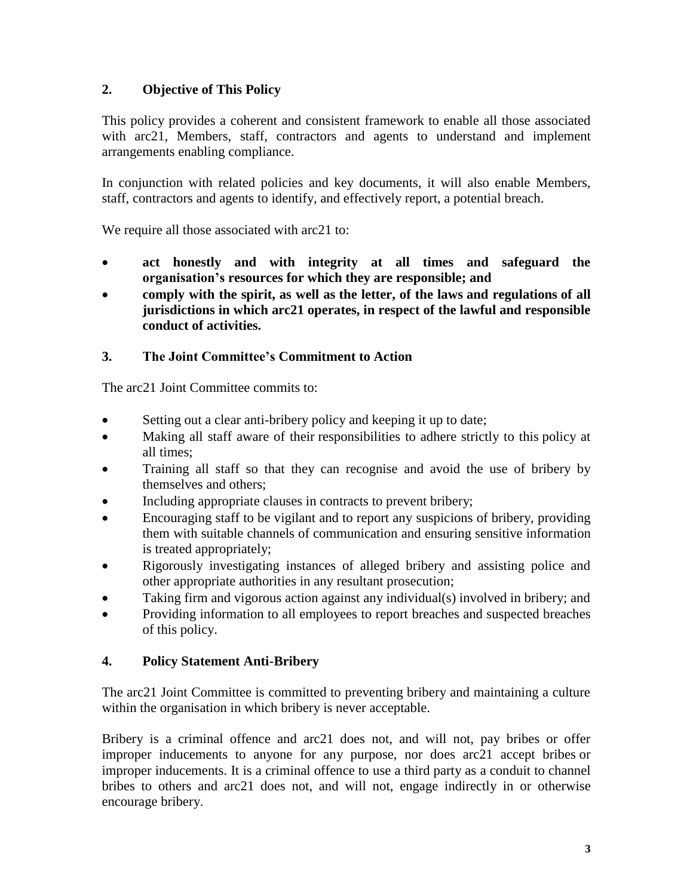## 2. Objective of This Policy

This policy provides a coherent and consistent framework to enable all those associated with arc21, Members, staff, contractors and agents to understand and implement arrangements enabling compliance.

In conjunction with related policies and key documents, it will also enable Members, staff, contractors and agents to identify, and effectively report, a potential breach.

We require all those associated with arc21 to:

- **act honestly and with integrity at all times and safeguard the organisation's resources for which they are responsible; and**
- **comply with the spirit, as well as the letter, of the laws and regulations of all jurisdictions in which arc21 operates, in respect of the lawful and responsible conduct of activities.**

## 3. The Joint Committee's Commitment to Action

The arc21 Joint Committee commits to:

- Setting out a clear anti-bribery policy and keeping it up to date;
- Making all staff aware of their responsibilities to adhere strictly to this policy at all times;
- Training all staff so that they can recognise and avoid the use of bribery by themselves and others;
- Including appropriate clauses in contracts to prevent bribery;
- Encouraging staff to be vigilant and to report any suspicions of bribery, providing them with suitable channels of communication and ensuring sensitive information is treated appropriately;
- Rigorously investigating instances of alleged bribery and assisting police and other appropriate authorities in any resultant prosecution;
- Taking firm and vigorous action against any individual(s) involved in bribery; and
- Providing information to all employees to report breaches and suspected breaches of this policy.

## 4. Policy Statement Anti-Bribery

The arc21 Joint Committee is committed to preventing bribery and maintaining a culture within the organisation in which bribery is never acceptable.

Bribery is a criminal offence and arc21 does not, and will not, pay bribes or offer improper inducements to anyone for any purpose, nor does arc21 accept bribes or improper inducements. It is a criminal offence to use a third party as a conduit to channel bribes to others and arc21 does not, and will not, engage indirectly in or otherwise encourage bribery.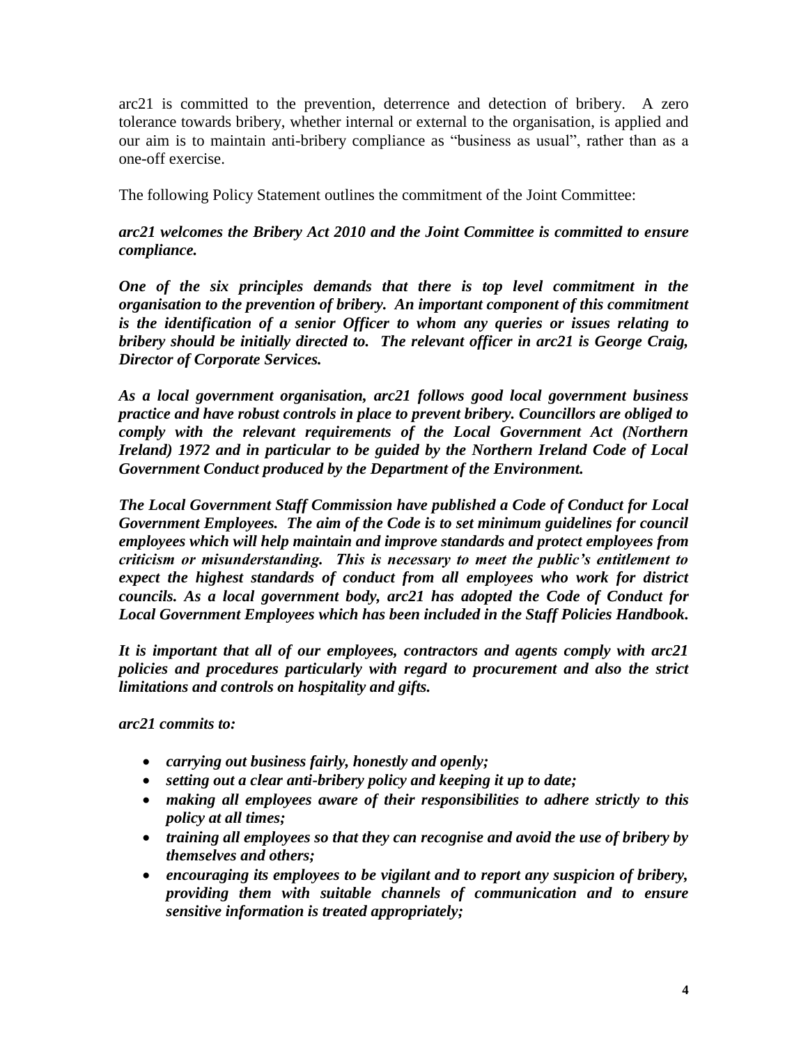arc21 is committed to the prevention, deterrence and detection of bribery. A zero tolerance towards bribery, whether internal or external to the organisation, is applied and our aim is to maintain anti-bribery compliance as "business as usual", rather than as a one-off exercise.

The following Policy Statement outlines the commitment of the Joint Committee:

***arc21 welcomes the Bribery Act 2010 and the Joint Committee is committed to ensure compliance.***

***One of the six principles demands that there is top level commitment in the organisation to the prevention of bribery. An important component of this commitment is the identification of a senior Officer to whom any queries or issues relating to bribery should be initially directed to. The relevant officer in arc21 is George Craig, Director of Corporate Services.***

***As a local government organisation, arc21 follows good local government business practice and have robust controls in place to prevent bribery. Councillors are obliged to comply with the relevant requirements of the Local Government Act (Northern Ireland) 1972 and in particular to be guided by the Northern Ireland Code of Local Government Conduct produced by the Department of the Environment.***

***The Local Government Staff Commission have published a Code of Conduct for Local Government Employees. The aim of the Code is to set minimum guidelines for council employees which will help maintain and improve standards and protect employees from criticism or misunderstanding. This is necessary to meet the public's entitlement to expect the highest standards of conduct from all employees who work for district councils. As a local government body, arc21 has adopted the Code of Conduct for Local Government Employees which has been included in the Staff Policies Handbook.***

***It is important that all of our employees, contractors and agents comply with arc21 policies and procedures particularly with regard to procurement and also the strict limitations and controls on hospitality and gifts.***

***arc21 commits to:***

- ***carrying out business fairly, honestly and openly;***
- ***setting out a clear anti-bribery policy and keeping it up to date;***
- ***making all employees aware of their responsibilities to adhere strictly to this policy at all times;***
- ***training all employees so that they can recognise and avoid the use of bribery by themselves and others;***
- ***encouraging its employees to be vigilant and to report any suspicion of bribery, providing them with suitable channels of communication and to ensure sensitive information is treated appropriately;***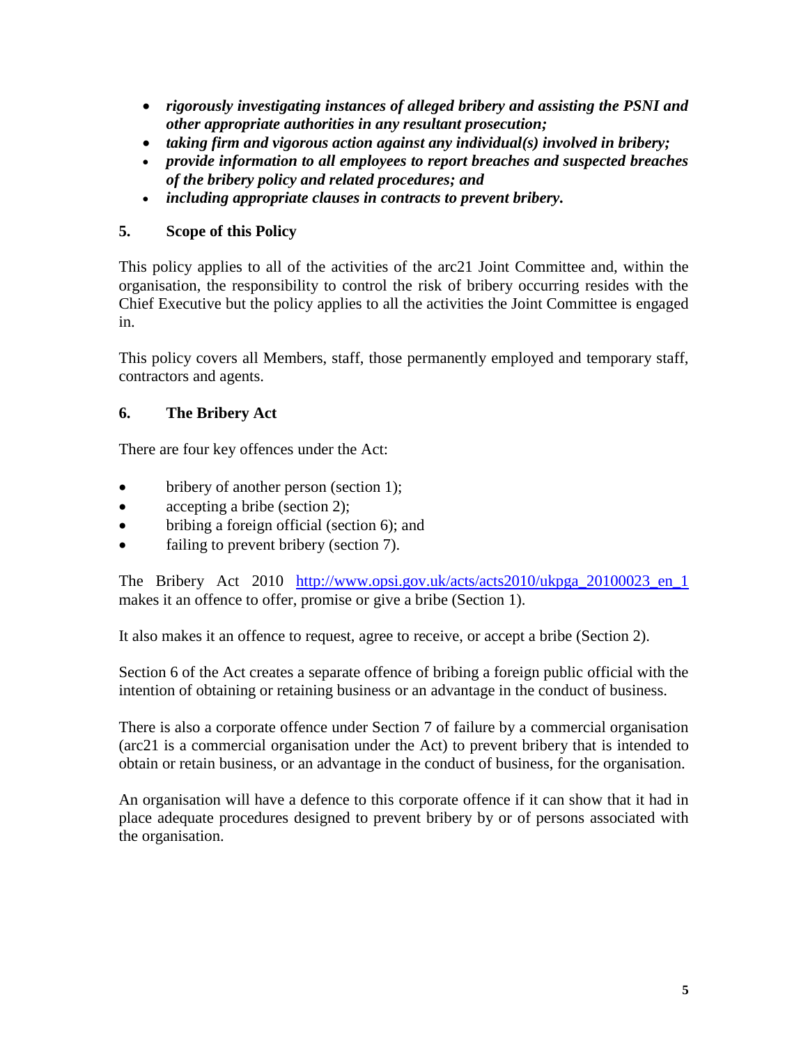- ***rigorously investigating instances of alleged bribery and assisting the PSNI and other appropriate authorities in any resultant prosecution;***
- ***taking firm and vigorous action against any individual(s) involved in bribery;***
- ***provide information to all employees to report breaches and suspected breaches of the bribery policy and related procedures; and***
- ***including appropriate clauses in contracts to prevent bribery.***

## 5. Scope of this Policy

This policy applies to all of the activities of the arc21 Joint Committee and, within the organisation, the responsibility to control the risk of bribery occurring resides with the Chief Executive but the policy applies to all the activities the Joint Committee is engaged in.

This policy covers all Members, staff, those permanently employed and temporary staff, contractors and agents.

## 6. The Bribery Act

There are four key offences under the Act:

- bribery of another person (section 1);
- accepting a bribe (section 2);
- bribing a foreign official (section 6); and
- failing to prevent bribery (section 7).

The Bribery Act 2010 http://www.opsi.gov.uk/acts/acts2010/ukpga_20100023_en_1 makes it an offence to offer, promise or give a bribe (Section 1).

It also makes it an offence to request, agree to receive, or accept a bribe (Section 2).

Section 6 of the Act creates a separate offence of bribing a foreign public official with the intention of obtaining or retaining business or an advantage in the conduct of business.

There is also a corporate offence under Section 7 of failure by a commercial organisation (arc21 is a commercial organisation under the Act) to prevent bribery that is intended to obtain or retain business, or an advantage in the conduct of business, for the organisation.

An organisation will have a defence to this corporate offence if it can show that it had in place adequate procedures designed to prevent bribery by or of persons associated with the organisation.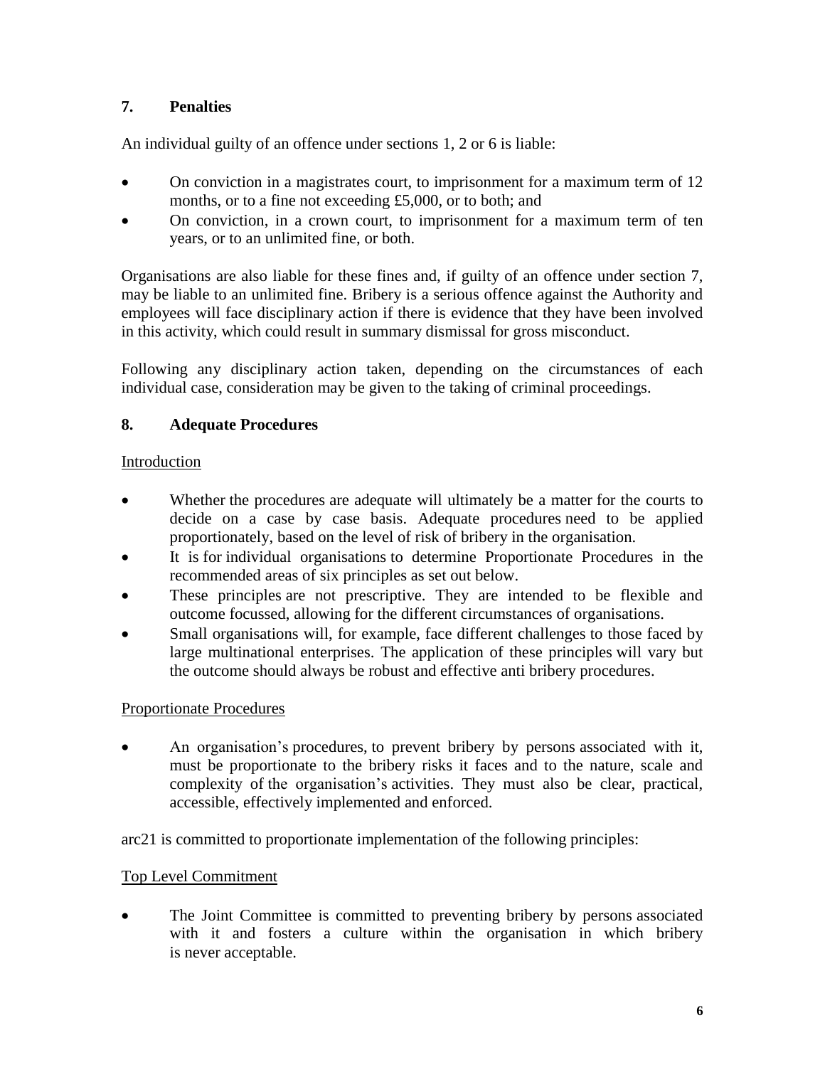## 7. Penalties

An individual guilty of an offence under sections 1, 2 or 6 is liable:

- On conviction in a magistrates court, to imprisonment for a maximum term of 12 months, or to a fine not exceeding £5,000, or to both; and
- On conviction, in a crown court, to imprisonment for a maximum term of ten years, or to an unlimited fine, or both.

Organisations are also liable for these fines and, if guilty of an offence under section 7, may be liable to an unlimited fine. Bribery is a serious offence against the Authority and employees will face disciplinary action if there is evidence that they have been involved in this activity, which could result in summary dismissal for gross misconduct.

Following any disciplinary action taken, depending on the circumstances of each individual case, consideration may be given to the taking of criminal proceedings.

## 8. Adequate Procedures

<u>Introduction</u>

- Whether the procedures are adequate will ultimately be a matter for the courts to decide on a case by case basis. Adequate procedures need to be applied proportionately, based on the level of risk of bribery in the organisation.
- It is for individual organisations to determine Proportionate Procedures in the recommended areas of six principles as set out below.
- These principles are not prescriptive. They are intended to be flexible and outcome focussed, allowing for the different circumstances of organisations.
- Small organisations will, for example, face different challenges to those faced by large multinational enterprises. The application of these principles will vary but the outcome should always be robust and effective anti bribery procedures.

<u>Proportionate Procedures</u>

- An organisation's procedures, to prevent bribery by persons associated with it, must be proportionate to the bribery risks it faces and to the nature, scale and complexity of the organisation's activities. They must also be clear, practical, accessible, effectively implemented and enforced.

arc21 is committed to proportionate implementation of the following principles:

<u>Top Level Commitment</u>

- The Joint Committee is committed to preventing bribery by persons associated with it and fosters a culture within the organisation in which bribery is never acceptable.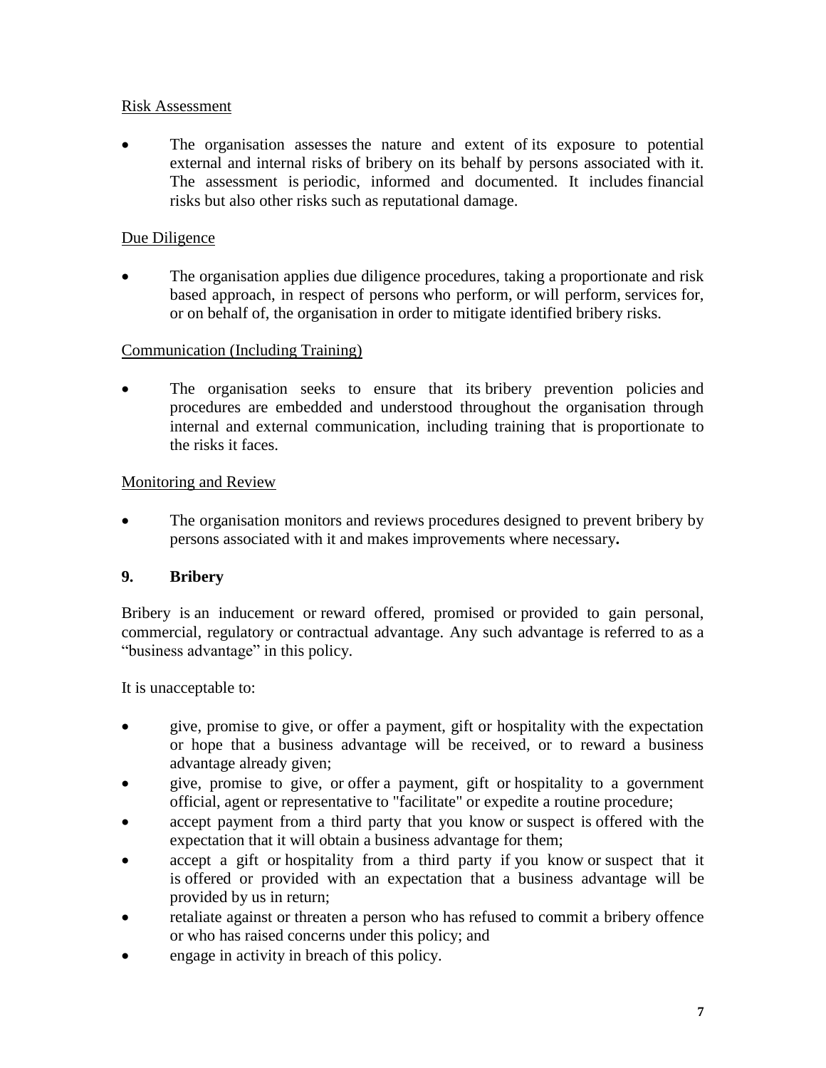Risk Assessment

- The organisation assesses the nature and extent of its exposure to potential external and internal risks of bribery on its behalf by persons associated with it. The assessment is periodic, informed and documented. It includes financial risks but also other risks such as reputational damage.

Due Diligence

- The organisation applies due diligence procedures, taking a proportionate and risk based approach, in respect of persons who perform, or will perform, services for, or on behalf of, the organisation in order to mitigate identified bribery risks.

Communication (Including Training)

- The organisation seeks to ensure that its bribery prevention policies and procedures are embedded and understood throughout the organisation through internal and external communication, including training that is proportionate to the risks it faces.

Monitoring and Review

- The organisation monitors and reviews procedures designed to prevent bribery by persons associated with it and makes improvements where necessary**.**

## 9. Bribery

Bribery is an inducement or reward offered, promised or provided to gain personal, commercial, regulatory or contractual advantage. Any such advantage is referred to as a "business advantage" in this policy.

It is unacceptable to:

- give, promise to give, or offer a payment, gift or hospitality with the expectation or hope that a business advantage will be received, or to reward a business advantage already given;
- give, promise to give, or offer a payment, gift or hospitality to a government official, agent or representative to "facilitate" or expedite a routine procedure;
- accept payment from a third party that you know or suspect is offered with the expectation that it will obtain a business advantage for them;
- accept a gift or hospitality from a third party if you know or suspect that it is offered or provided with an expectation that a business advantage will be provided by us in return;
- retaliate against or threaten a person who has refused to commit a bribery offence or who has raised concerns under this policy; and
- engage in activity in breach of this policy.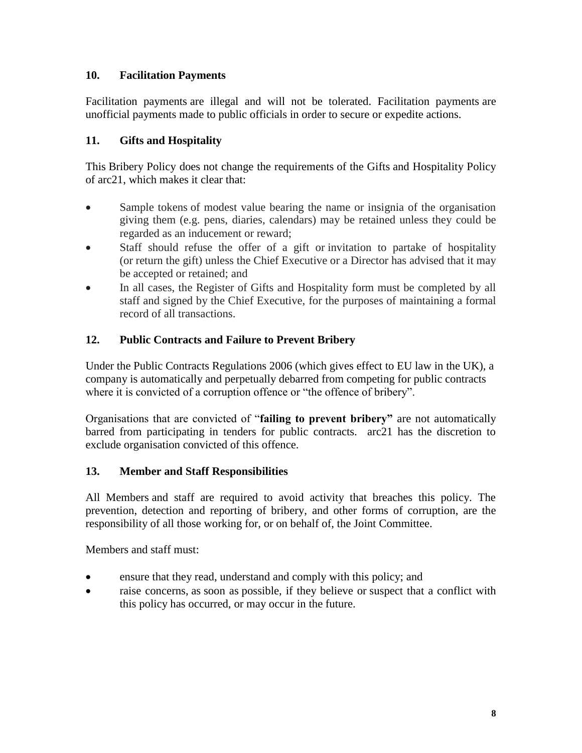## 10. Facilitation Payments

Facilitation payments are illegal and will not be tolerated. Facilitation payments are unofficial payments made to public officials in order to secure or expedite actions.

## 11. Gifts and Hospitality

This Bribery Policy does not change the requirements of the Gifts and Hospitality Policy of arc21, which makes it clear that:

- Sample tokens of modest value bearing the name or insignia of the organisation giving them (e.g. pens, diaries, calendars) may be retained unless they could be regarded as an inducement or reward;
- Staff should refuse the offer of a gift or invitation to partake of hospitality (or return the gift) unless the Chief Executive or a Director has advised that it may be accepted or retained; and
- In all cases, the Register of Gifts and Hospitality form must be completed by all staff and signed by the Chief Executive, for the purposes of maintaining a formal record of all transactions.

## 12. Public Contracts and Failure to Prevent Bribery

Under the Public Contracts Regulations 2006 (which gives effect to EU law in the UK), a company is automatically and perpetually debarred from competing for public contracts where it is convicted of a corruption offence or "the offence of bribery".

Organisations that are convicted of "**failing to prevent bribery"** are not automatically barred from participating in tenders for public contracts. arc21 has the discretion to exclude organisation convicted of this offence.

## 13. Member and Staff Responsibilities

All Members and staff are required to avoid activity that breaches this policy. The prevention, detection and reporting of bribery, and other forms of corruption, are the responsibility of all those working for, or on behalf of, the Joint Committee.

Members and staff must:

- ensure that they read, understand and comply with this policy; and
- raise concerns, as soon as possible, if they believe or suspect that a conflict with this policy has occurred, or may occur in the future.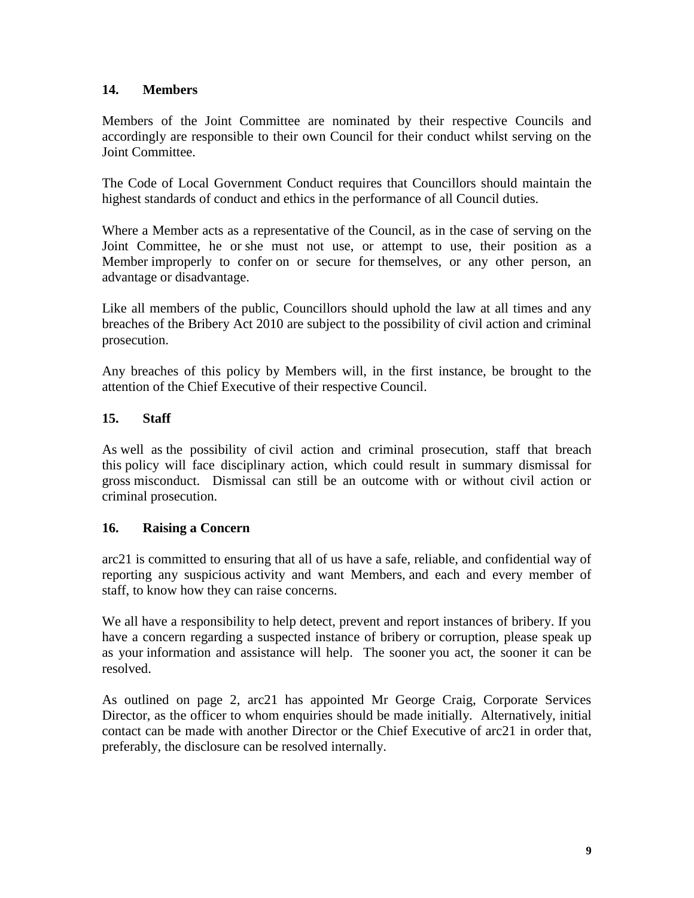## 14. Members

Members of the Joint Committee are nominated by their respective Councils and accordingly are responsible to their own Council for their conduct whilst serving on the Joint Committee.

The Code of Local Government Conduct requires that Councillors should maintain the highest standards of conduct and ethics in the performance of all Council duties.

Where a Member acts as a representative of the Council, as in the case of serving on the Joint Committee, he or she must not use, or attempt to use, their position as a Member improperly to confer on or secure for themselves, or any other person, an advantage or disadvantage.

Like all members of the public, Councillors should uphold the law at all times and any breaches of the Bribery Act 2010 are subject to the possibility of civil action and criminal prosecution.

Any breaches of this policy by Members will, in the first instance, be brought to the attention of the Chief Executive of their respective Council.

## 15. Staff

As well as the possibility of civil action and criminal prosecution, staff that breach this policy will face disciplinary action, which could result in summary dismissal for gross misconduct. Dismissal can still be an outcome with or without civil action or criminal prosecution.

## 16. Raising a Concern

arc21 is committed to ensuring that all of us have a safe, reliable, and confidential way of reporting any suspicious activity and want Members, and each and every member of staff, to know how they can raise concerns.

We all have a responsibility to help detect, prevent and report instances of bribery. If you have a concern regarding a suspected instance of bribery or corruption, please speak up as your information and assistance will help. The sooner you act, the sooner it can be resolved.

As outlined on page 2, arc21 has appointed Mr George Craig, Corporate Services Director, as the officer to whom enquiries should be made initially. Alternatively, initial contact can be made with another Director or the Chief Executive of arc21 in order that, preferably, the disclosure can be resolved internally.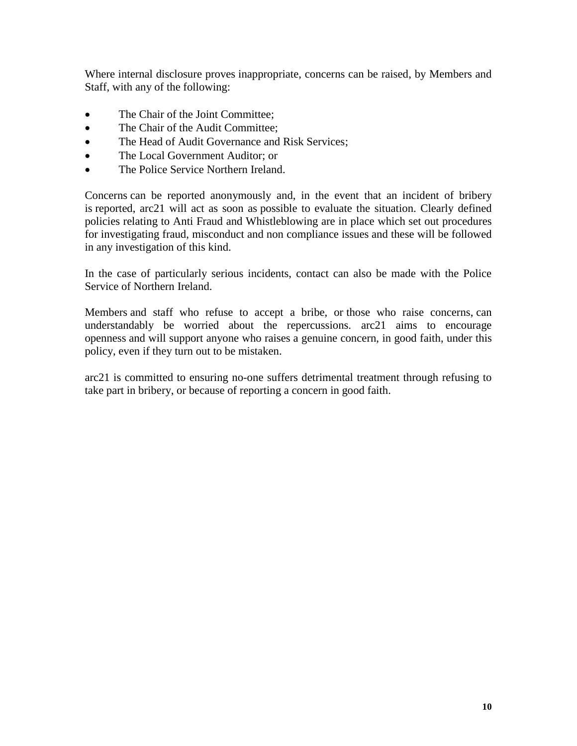Where internal disclosure proves inappropriate, concerns can be raised, by Members and Staff, with any of the following:

- The Chair of the Joint Committee;
- The Chair of the Audit Committee;
- The Head of Audit Governance and Risk Services;
- The Local Government Auditor; or
- The Police Service Northern Ireland.

Concerns can be reported anonymously and, in the event that an incident of bribery is reported, arc21 will act as soon as possible to evaluate the situation. Clearly defined policies relating to Anti Fraud and Whistleblowing are in place which set out procedures for investigating fraud, misconduct and non compliance issues and these will be followed in any investigation of this kind.

In the case of particularly serious incidents, contact can also be made with the Police Service of Northern Ireland.

Members and staff who refuse to accept a bribe, or those who raise concerns, can understandably be worried about the repercussions. arc21 aims to encourage openness and will support anyone who raises a genuine concern, in good faith, under this policy, even if they turn out to be mistaken.

arc21 is committed to ensuring no-one suffers detrimental treatment through refusing to take part in bribery, or because of reporting a concern in good faith.